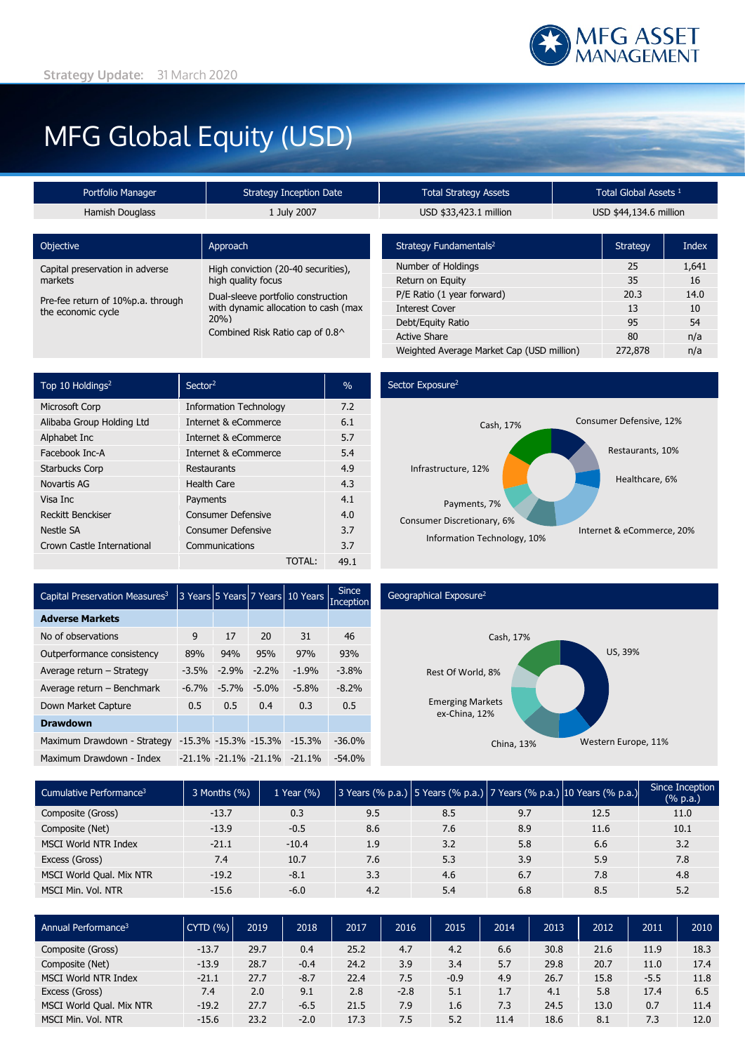Strategy Update: 31 March 2020

# MFG Global Equity (USD)

| Portfolio Manager | Strategy Inception Date | Total Strategy Assets | Total Global Assets [1] |
|---|---|---|---|
| Hamish Douglass | 1 July 2007 | USD $33,423.1 million | USD $44,134.6 million |

| Objective | Approach |
|---|---|
| Capital preservation in adverse markets | High conviction (20-40 securities), high quality focus |
| Pre-fee return of 10%p.a. through the economic cycle | Dual-sleeve portfolio construction with dynamic allocation to cash (max 20%) |
| | Combined Risk Ratio cap of 0.8^ |

| Strategy Fundamentals[2] | Strategy | Index |
|---|---|---|
| Number of Holdings | 25 | 1,641 |
| Return on Equity | 35 | 16 |
| P/E Ratio (1 year forward) | 20.3 | 14.0 |
| Interest Cover | 13 | 10 |
| Debt/Equity Ratio | 95 | 54 |
| Active Share | 80 | n/a |
| Weighted Average Market Cap (USD million) | 272,878 | n/a |

| Top 10 Holdings[2] | Sector[2] | % |
|---|---|---|
| Microsoft Corp | Information Technology | 7.2 |
| Alibaba Group Holding Ltd | Internet & eCommerce | 6.1 |
| Alphabet Inc | Internet & eCommerce | 5.7 |
| Facebook Inc-A | Internet & eCommerce | 5.4 |
| Starbucks Corp | Restaurants | 4.9 |
| Novartis AG | Health Care | 4.3 |
| Visa Inc | Payments | 4.1 |
| Reckitt Benckiser | Consumer Defensive | 4.0 |
| Nestle SA | Consumer Defensive | 3.7 |
| Crown Castle International | Communications | 3.7 |
| | TOTAL: | 49.1 |

**Sector Exposure[2]**

Consumer Defensive, 12%; Restaurants, 10%; Healthcare, 6%; Internet & eCommerce, 20%; Information Technology, 10%; Consumer Discretionary, 6%; Payments, 7%; Infrastructure, 12%; Cash, 17%

| Capital Preservation Measures[3] | 3 Years | 5 Years | 7 Years | 10 Years | Since Inception |
|---|---|---|---|---|---|
| **Adverse Markets** | | | | | |
| No of observations | 9 | 17 | 20 | 31 | 46 |
| Outperformance consistency | 89% | 94% | 95% | 97% | 93% |
| Average return – Strategy | -3.5% | -2.9% | -2.2% | -1.9% | -3.8% |
| Average return – Benchmark | -6.7% | -5.7% | -5.0% | -5.8% | -8.2% |
| Down Market Capture | 0.5 | 0.5 | 0.4 | 0.3 | 0.5 |
| **Drawdown** | | | | | |
| Maximum Drawdown - Strategy | -15.3% | -15.3% | -15.3% | -15.3% | -36.0% |
| Maximum Drawdown - Index | -21.1% | -21.1% | -21.1% | -21.1% | -54.0% |

**Geographical Exposure[2]**

US, 39%; Western Europe, 11%; China, 13%; Emerging Markets ex-China, 12%; Rest Of World, 8%; Cash, 17%

| Cumulative Performance[3] | 3 Months (%) | 1 Year (%) | 3 Years (% p.a.) | 5 Years (% p.a.) | 7 Years (% p.a.) | 10 Years (% p.a.) | Since Inception (% p.a.) |
|---|---|---|---|---|---|---|---|
| Composite (Gross) | -13.7 | 0.3 | 9.5 | 8.5 | 9.7 | 12.5 | 11.0 |
| Composite (Net) | -13.9 | -0.5 | 8.6 | 7.6 | 8.9 | 11.6 | 10.1 |
| MSCI World NTR Index | -21.1 | -10.4 | 1.9 | 3.2 | 5.8 | 6.6 | 3.2 |
| Excess (Gross) | 7.4 | 10.7 | 7.6 | 5.3 | 3.9 | 5.9 | 7.8 |
| MSCI World Qual. Mix NTR | -19.2 | -8.1 | 3.3 | 4.6 | 6.7 | 7.8 | 4.8 |
| MSCI Min. Vol. NTR | -15.6 | -6.0 | 4.2 | 5.4 | 6.8 | 8.5 | 5.2 |

| Annual Performance[3] | CYTD (%) | 2019 | 2018 | 2017 | 2016 | 2015 | 2014 | 2013 | 2012 | 2011 | 2010 |
|---|---|---|---|---|---|---|---|---|---|---|---|
| Composite (Gross) | -13.7 | 29.7 | 0.4 | 25.2 | 4.7 | 4.2 | 6.6 | 30.8 | 21.6 | 11.9 | 18.3 |
| Composite (Net) | -13.9 | 28.7 | -0.4 | 24.2 | 3.9 | 3.4 | 5.7 | 29.8 | 20.7 | 11.0 | 17.4 |
| MSCI World NTR Index | -21.1 | 27.7 | -8.7 | 22.4 | 7.5 | -0.9 | 4.9 | 26.7 | 15.8 | -5.5 | 11.8 |
| Excess (Gross) | 7.4 | 2.0 | 9.1 | 2.8 | -2.8 | 5.1 | 1.7 | 4.1 | 5.8 | 17.4 | 6.5 |
| MSCI World Qual. Mix NTR | -19.2 | 27.7 | -6.5 | 21.5 | 7.9 | 1.6 | 7.3 | 24.5 | 13.0 | 0.7 | 11.4 |
| MSCI Min. Vol. NTR | -15.6 | 23.2 | -2.0 | 17.3 | 7.5 | 5.2 | 11.4 | 18.6 | 8.1 | 7.3 | 12.0 |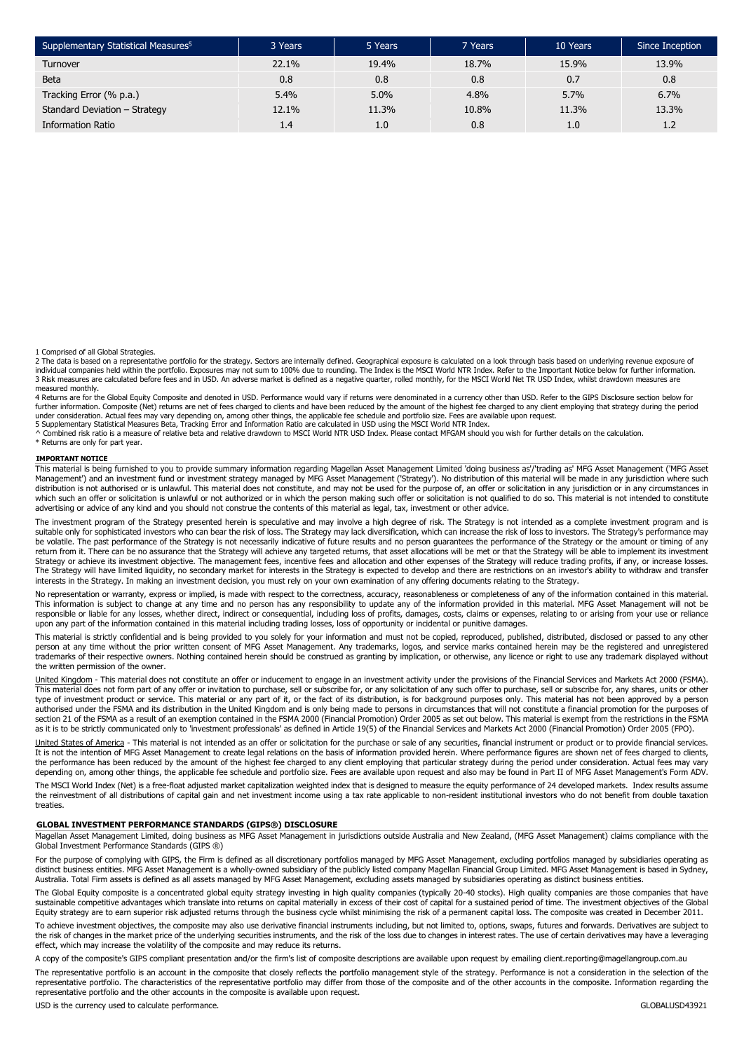| Supplementary Statistical Measures[5] | 3 Years | 5 Years | 7 Years | 10 Years | Since Inception |
|---|---|---|---|---|---|
| Turnover | 22.1% | 19.4% | 18.7% | 15.9% | 13.9% |
| Beta | 0.8 | 0.8 | 0.8 | 0.7 | 0.8 |
| Tracking Error (% p.a.) | 5.4% | 5.0% | 4.8% | 5.7% | 6.7% |
| Standard Deviation – Strategy | 12.1% | 11.3% | 10.8% | 11.3% | 13.3% |
| Information Ratio | 1.4 | 1.0 | 0.8 | 1.0 | 1.2 |

1 Comprised of all Global Strategies.
2 The data is based on a representative portfolio for the strategy. Sectors are internally defined. Geographical exposure is calculated on a look through basis based on underlying revenue exposure of individual companies held within the portfolio. Exposures may not sum to 100% due to rounding. The Index is the MSCI World NTR Index. Refer to the Important Notice below for further information.
3 Risk measures are calculated before fees and in USD. An adverse market is defined as a negative quarter, rolled monthly, for the MSCI World Net TR USD Index, whilst drawdown measures are measured monthly.
4 Returns are for the Global Equity Composite and denoted in USD. Performance would vary if returns were denominated in a currency other than USD. Refer to the GIPS Disclosure section below for further information. Composite (Net) returns are net of fees charged to clients and have been reduced by the amount of the highest fee charged to any client employing that strategy during the period under consideration. Actual fees may vary depending on, among other things, the applicable fee schedule and portfolio size. Fees are available upon request.
5 Supplementary Statistical Measures Beta, Tracking Error and Information Ratio are calculated in USD using the MSCI World NTR Index.
^ Combined risk ratio is a measure of relative beta and relative drawdown to MSCI World NTR USD Index. Please contact MFGAM should you wish for further details on the calculation.
* Returns are only for part year.

**IMPORTANT NOTICE**

This material is being furnished to you to provide summary information regarding Magellan Asset Management Limited 'doing business as'/'trading as' MFG Asset Management ('MFG Asset Management') and an investment fund or investment strategy managed by MFG Asset Management ('Strategy'). No distribution of this material will be made in any jurisdiction where such distribution is not authorised or is unlawful. This material does not constitute, and may not be used for the purpose of, an offer or solicitation in any jurisdiction or in any circumstances in which such an offer or solicitation is unlawful or not authorized or in which the person making such offer or solicitation is not qualified to do so. This material is not intended to constitute advertising or advice of any kind and you should not construe the contents of this material as legal, tax, investment or other advice.

The investment program of the Strategy presented herein is speculative and may involve a high degree of risk. The Strategy is not intended as a complete investment program and is suitable only for sophisticated investors who can bear the risk of loss. The Strategy may lack diversification, which can increase the risk of loss to investors. The Strategy's performance may be volatile. The past performance of the Strategy is not necessarily indicative of future results and no person guarantees the performance of the Strategy or the amount or timing of any return from it. There can be no assurance that the Strategy will achieve any targeted returns, that asset allocations will be met or that the Strategy will be able to implement its investment Strategy or achieve its investment objective. The management fees, incentive fees and allocation and other expenses of the Strategy will reduce trading profits, if any, or increase losses. The Strategy will have limited liquidity, no secondary market for interests in the Strategy is expected to develop and there are restrictions on an investor's ability to withdraw and transfer interests in the Strategy. In making an investment decision, you must rely on your own examination of any offering documents relating to the Strategy.

No representation or warranty, express or implied, is made with respect to the correctness, accuracy, reasonableness or completeness of any of the information contained in this material. This information is subject to change at any time and no person has any responsibility to update any of the information provided in this material. MFG Asset Management will not be responsible or liable for any losses, whether direct, indirect or consequential, including loss of profits, damages, costs, claims or expenses, relating to or arising from your use or reliance upon any part of the information contained in this material including trading losses, loss of opportunity or incidental or punitive damages.

This material is strictly confidential and is being provided to you solely for your information and must not be copied, reproduced, published, distributed, disclosed or passed to any other person at any time without the prior written consent of MFG Asset Management. Any trademarks, logos, and service marks contained herein may be the registered and unregistered trademarks of their respective owners. Nothing contained herein should be construed as granting by implication, or otherwise, any licence or right to use any trademark displayed without the written permission of the owner.

United Kingdom - This material does not constitute an offer or inducement to engage in an investment activity under the provisions of the Financial Services and Markets Act 2000 (FSMA). This material does not form part of any offer or invitation to purchase, sell or subscribe for, or any solicitation of any such offer to purchase, sell or subscribe for, any shares, units or other type of investment product or service. This material or any part of it, or the fact of its distribution, is for background purposes only. This material has not been approved by a person authorised under the FSMA and its distribution in the United Kingdom and is only being made to persons in circumstances that will not constitute a financial promotion for the purposes of section 21 of the FSMA as a result of an exemption contained in the FSMA 2000 (Financial Promotion) Order 2005 as set out below. This material is exempt from the restrictions in the FSMA as it is to be strictly communicated only to 'investment professionals' as defined in Article 19(5) of the Financial Services and Markets Act 2000 (Financial Promotion) Order 2005 (FPO).

United States of America - This material is not intended as an offer or solicitation for the purchase or sale of any securities, financial instrument or product or to provide financial services. It is not the intention of MFG Asset Management to create legal relations on the basis of information provided herein. Where performance figures are shown net of fees charged to clients, the performance has been reduced by the amount of the highest fee charged to any client employing that particular strategy during the period under consideration. Actual fees may vary depending on, among other things, the applicable fee schedule and portfolio size. Fees are available upon request and also may be found in Part II of MFG Asset Management's Form ADV.

The MSCI World Index (Net) is a free-float adjusted market capitalization weighted index that is designed to measure the equity performance of 24 developed markets. Index results assume the reinvestment of all distributions of capital gain and net investment income using a tax rate applicable to non-resident institutional investors who do not benefit from double taxation treaties.

**GLOBAL INVESTMENT PERFORMANCE STANDARDS (GIPS®) DISCLOSURE**

Magellan Asset Management Limited, doing business as MFG Asset Management in jurisdictions outside Australia and New Zealand, (MFG Asset Management) claims compliance with the Global Investment Performance Standards (GIPS ®)

For the purpose of complying with GIPS, the Firm is defined as all discretionary portfolios managed by MFG Asset Management, excluding portfolios managed by subsidiaries operating as distinct business entities. MFG Asset Management is a wholly-owned subsidiary of the publicly listed company Magellan Financial Group Limited. MFG Asset Management is based in Sydney, Australia. Total Firm assets is defined as all assets managed by MFG Asset Management, excluding assets managed by subsidiaries operating as distinct business entities.

The Global Equity composite is a concentrated global equity strategy investing in high quality companies (typically 20-40 stocks). High quality companies are those companies that have sustainable competitive advantages which translate into returns on capital materially in excess of their cost of capital for a sustained period of time. The investment objectives of the Global Equity strategy are to earn superior risk adjusted returns through the business cycle whilst minimising the risk of a permanent capital loss. The composite was created in December 2011.

To achieve investment objectives, the composite may also use derivative financial instruments including, but not limited to, options, swaps, futures and forwards. Derivatives are subject to the risk of changes in the market price of the underlying securities instruments, and the risk of the loss due to changes in interest rates. The use of certain derivatives may have a leveraging effect, which may increase the volatility of the composite and may reduce its returns.

A copy of the composite's GIPS compliant presentation and/or the firm's list of composite descriptions are available upon request by emailing client.reporting@magellangroup.com.au

The representative portfolio is an account in the composite that closely reflects the portfolio management style of the strategy. Performance is not a consideration in the selection of the representative portfolio. The characteristics of the representative portfolio may differ from those of the composite and of the other accounts in the composite. Information regarding the representative portfolio and the other accounts in the composite is available upon request.

USD is the currency used to calculate performance.

GLOBALUSD43921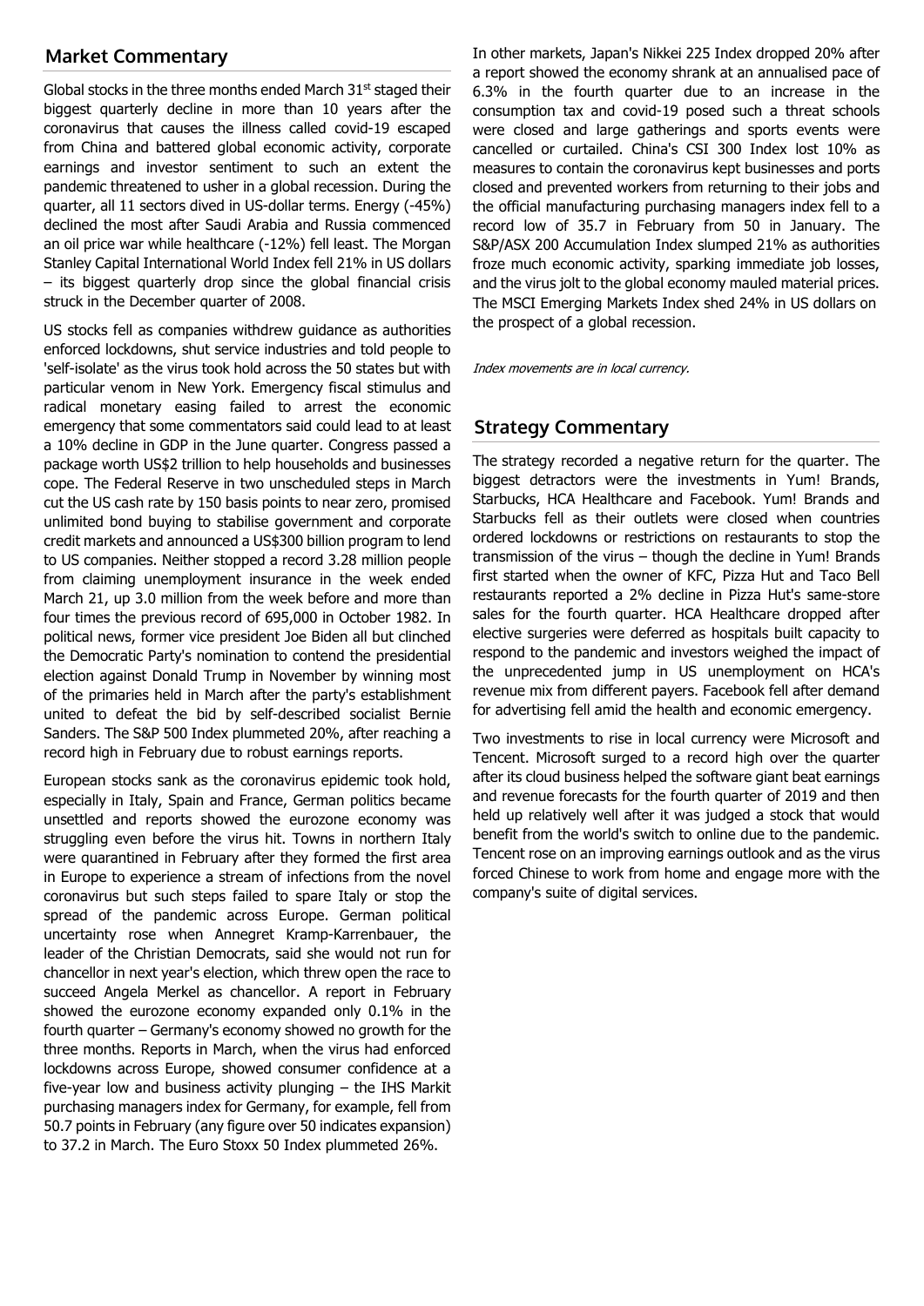## Market Commentary

Global stocks in the three months ended March 31st staged their biggest quarterly decline in more than 10 years after the coronavirus that causes the illness called covid-19 escaped from China and battered global economic activity, corporate earnings and investor sentiment to such an extent the pandemic threatened to usher in a global recession. During the quarter, all 11 sectors dived in US-dollar terms. Energy (-45%) declined the most after Saudi Arabia and Russia commenced an oil price war while healthcare (-12%) fell least. The Morgan Stanley Capital International World Index fell 21% in US dollars – its biggest quarterly drop since the global financial crisis struck in the December quarter of 2008.

US stocks fell as companies withdrew guidance as authorities enforced lockdowns, shut service industries and told people to 'self-isolate' as the virus took hold across the 50 states but with particular venom in New York. Emergency fiscal stimulus and radical monetary easing failed to arrest the economic emergency that some commentators said could lead to at least a 10% decline in GDP in the June quarter. Congress passed a package worth US$2 trillion to help households and businesses cope. The Federal Reserve in two unscheduled steps in March cut the US cash rate by 150 basis points to near zero, promised unlimited bond buying to stabilise government and corporate credit markets and announced a US$300 billion program to lend to US companies. Neither stopped a record 3.28 million people from claiming unemployment insurance in the week ended March 21, up 3.0 million from the week before and more than four times the previous record of 695,000 in October 1982. In political news, former vice president Joe Biden all but clinched the Democratic Party's nomination to contend the presidential election against Donald Trump in November by winning most of the primaries held in March after the party's establishment united to defeat the bid by self-described socialist Bernie Sanders. The S&P 500 Index plummeted 20%, after reaching a record high in February due to robust earnings reports.

European stocks sank as the coronavirus epidemic took hold, especially in Italy, Spain and France, German politics became unsettled and reports showed the eurozone economy was struggling even before the virus hit. Towns in northern Italy were quarantined in February after they formed the first area in Europe to experience a stream of infections from the novel coronavirus but such steps failed to spare Italy or stop the spread of the pandemic across Europe. German political uncertainty rose when Annegret Kramp-Karrenbauer, the leader of the Christian Democrats, said she would not run for chancellor in next year's election, which threw open the race to succeed Angela Merkel as chancellor. A report in February showed the eurozone economy expanded only 0.1% in the fourth quarter – Germany's economy showed no growth for the three months. Reports in March, when the virus had enforced lockdowns across Europe, showed consumer confidence at a five-year low and business activity plunging – the IHS Markit purchasing managers index for Germany, for example, fell from 50.7 points in February (any figure over 50 indicates expansion) to 37.2 in March. The Euro Stoxx 50 Index plummeted 26%.

In other markets, Japan's Nikkei 225 Index dropped 20% after a report showed the economy shrank at an annualised pace of 6.3% in the fourth quarter due to an increase in the consumption tax and covid-19 posed such a threat schools were closed and large gatherings and sports events were cancelled or curtailed. China's CSI 300 Index lost 10% as measures to contain the coronavirus kept businesses and ports closed and prevented workers from returning to their jobs and the official manufacturing purchasing managers index fell to a record low of 35.7 in February from 50 in January. The S&P/ASX 200 Accumulation Index slumped 21% as authorities froze much economic activity, sparking immediate job losses, and the virus jolt to the global economy mauled material prices. The MSCI Emerging Markets Index shed 24% in US dollars on the prospect of a global recession.

*Index movements are in local currency.*

## Strategy Commentary

The strategy recorded a negative return for the quarter. The biggest detractors were the investments in Yum! Brands, Starbucks, HCA Healthcare and Facebook. Yum! Brands and Starbucks fell as their outlets were closed when countries ordered lockdowns or restrictions on restaurants to stop the transmission of the virus – though the decline in Yum! Brands first started when the owner of KFC, Pizza Hut and Taco Bell restaurants reported a 2% decline in Pizza Hut's same-store sales for the fourth quarter. HCA Healthcare dropped after elective surgeries were deferred as hospitals built capacity to respond to the pandemic and investors weighed the impact of the unprecedented jump in US unemployment on HCA's revenue mix from different payers. Facebook fell after demand for advertising fell amid the health and economic emergency.

Two investments to rise in local currency were Microsoft and Tencent. Microsoft surged to a record high over the quarter after its cloud business helped the software giant beat earnings and revenue forecasts for the fourth quarter of 2019 and then held up relatively well after it was judged a stock that would benefit from the world's switch to online due to the pandemic. Tencent rose on an improving earnings outlook and as the virus forced Chinese to work from home and engage more with the company's suite of digital services.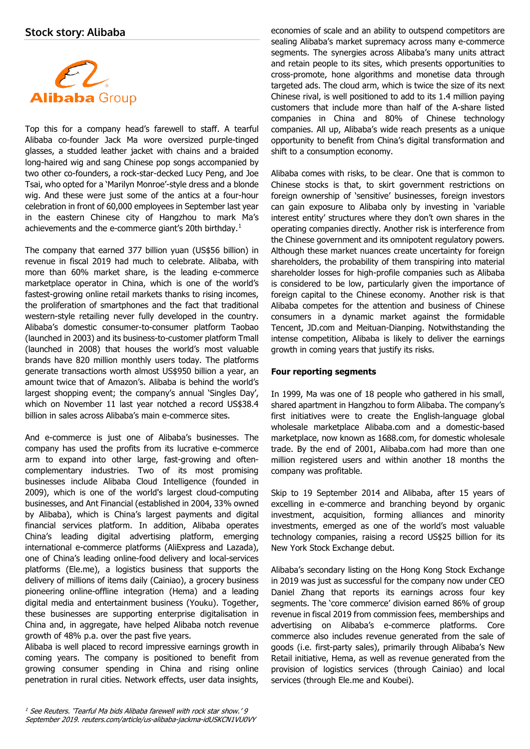## Stock story: Alibaba

Top this for a company head's farewell to staff. A tearful Alibaba co-founder Jack Ma wore oversized purple-tinged glasses, a studded leather jacket with chains and a braided long-haired wig and sang Chinese pop songs accompanied by two other co-founders, a rock-star-decked Lucy Peng, and Joe Tsai, who opted for a 'Marilyn Monroe'-style dress and a blonde wig. And these were just some of the antics at a four-hour celebration in front of 60,000 employees in September last year in the eastern Chinese city of Hangzhou to mark Ma's achievements and the e-commerce giant's 20th birthday.[1]

The company that earned 377 billion yuan (US$56 billion) in revenue in fiscal 2019 had much to celebrate. Alibaba, with more than 60% market share, is the leading e-commerce marketplace operator in China, which is one of the world's fastest-growing online retail markets thanks to rising incomes, the proliferation of smartphones and the fact that traditional western-style retailing never fully developed in the country. Alibaba's domestic consumer-to-consumer platform Taobao (launched in 2003) and its business-to-customer platform Tmall (launched in 2008) that houses the world's most valuable brands have 820 million monthly users today. The platforms generate transactions worth almost US$950 billion a year, an amount twice that of Amazon's. Alibaba is behind the world's largest shopping event; the company's annual 'Singles Day', which on November 11 last year notched a record US$38.4 billion in sales across Alibaba's main e-commerce sites.

And e-commerce is just one of Alibaba's businesses. The company has used the profits from its lucrative e-commerce arm to expand into other large, fast-growing and often-complementary industries. Two of its most promising businesses include Alibaba Cloud Intelligence (founded in 2009), which is one of the world's largest cloud-computing businesses, and Ant Financial (established in 2004, 33% owned by Alibaba), which is China's largest payments and digital financial services platform. In addition, Alibaba operates China's leading digital advertising platform, emerging international e-commerce platforms (AliExpress and Lazada), one of China's leading online-food delivery and local-services platforms (Ele.me), a logistics business that supports the delivery of millions of items daily (Cainiao), a grocery business pioneering online-offline integration (Hema) and a leading digital media and entertainment business (Youku). Together, these businesses are supporting enterprise digitalisation in China and, in aggregate, have helped Alibaba notch revenue growth of 48% p.a. over the past five years.

Alibaba is well placed to record impressive earnings growth in coming years. The company is positioned to benefit from growing consumer spending in China and rising online penetration in rural cities. Network effects, user data insights, economies of scale and an ability to outspend competitors are sealing Alibaba's market supremacy across many e-commerce segments. The synergies across Alibaba's many units attract and retain people to its sites, which presents opportunities to cross-promote, hone algorithms and monetise data through targeted ads. The cloud arm, which is twice the size of its next Chinese rival, is well positioned to add to its 1.4 million paying customers that include more than half of the A-share listed companies in China and 80% of Chinese technology companies. All up, Alibaba's wide reach presents as a unique opportunity to benefit from China's digital transformation and shift to a consumption economy.

Alibaba comes with risks, to be clear. One that is common to Chinese stocks is that, to skirt government restrictions on foreign ownership of 'sensitive' businesses, foreign investors can gain exposure to Alibaba only by investing in 'variable interest entity' structures where they don't own shares in the operating companies directly. Another risk is interference from the Chinese government and its omnipotent regulatory powers. Although these market nuances create uncertainty for foreign shareholders, the probability of them transpiring into material shareholder losses for high-profile companies such as Alibaba is considered to be low, particularly given the importance of foreign capital to the Chinese economy. Another risk is that Alibaba competes for the attention and business of Chinese consumers in a dynamic market against the formidable Tencent, JD.com and Meituan-Dianping. Notwithstanding the intense competition, Alibaba is likely to deliver the earnings growth in coming years that justify its risks.

**Four reporting segments**

In 1999, Ma was one of 18 people who gathered in his small, shared apartment in Hangzhou to form Alibaba. The company's first initiatives were to create the English-language global wholesale marketplace Alibaba.com and a domestic-based marketplace, now known as 1688.com, for domestic wholesale trade. By the end of 2001, Alibaba.com had more than one million registered users and within another 18 months the company was profitable.

Skip to 19 September 2014 and Alibaba, after 15 years of excelling in e-commerce and branching beyond by organic investment, acquisition, forming alliances and minority investments, emerged as one of the world's most valuable technology companies, raising a record US$25 billion for its New York Stock Exchange debut.

Alibaba's secondary listing on the Hong Kong Stock Exchange in 2019 was just as successful for the company now under CEO Daniel Zhang that reports its earnings across four key segments. The 'core commerce' division earned 86% of group revenue in fiscal 2019 from commission fees, memberships and advertising on Alibaba's e-commerce platforms. Core commerce also includes revenue generated from the sale of goods (i.e. first-party sales), primarily through Alibaba's New Retail initiative, Hema, as well as revenue generated from the provision of logistics services (through Cainiao) and local services (through Ele.me and Koubei).

[1] *See Reuters. 'Tearful Ma bids Alibaba farewell with rock star show.' 9 September 2019. reuters.com/article/us-alibaba-jackma-idUSKCN1VU0VY*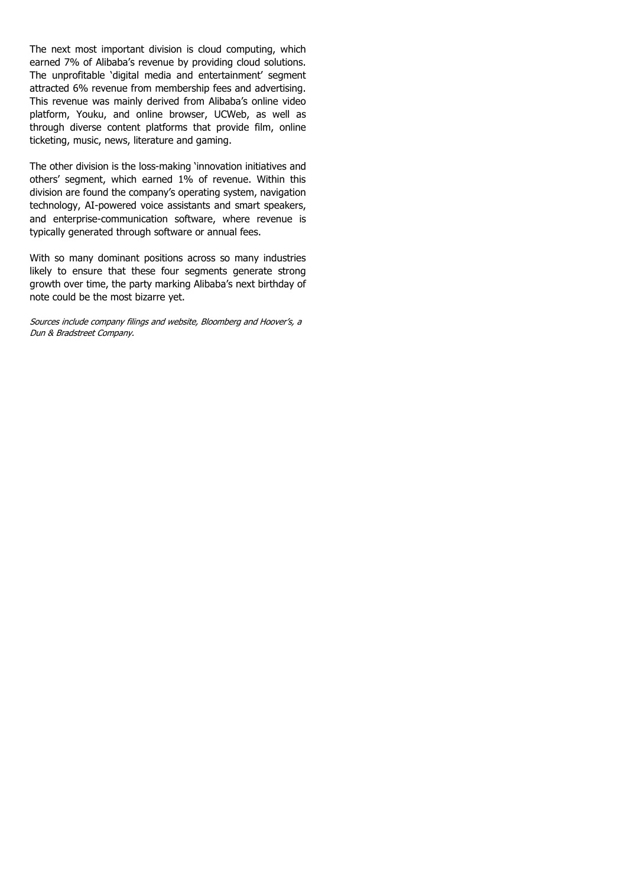The next most important division is cloud computing, which earned 7% of Alibaba's revenue by providing cloud solutions. The unprofitable 'digital media and entertainment' segment attracted 6% revenue from membership fees and advertising. This revenue was mainly derived from Alibaba's online video platform, Youku, and online browser, UCWeb, as well as through diverse content platforms that provide film, online ticketing, music, news, literature and gaming.

The other division is the loss-making 'innovation initiatives and others' segment, which earned 1% of revenue. Within this division are found the company's operating system, navigation technology, AI-powered voice assistants and smart speakers, and enterprise-communication software, where revenue is typically generated through software or annual fees.

With so many dominant positions across so many industries likely to ensure that these four segments generate strong growth over time, the party marking Alibaba's next birthday of note could be the most bizarre yet.

*Sources include company filings and website, Bloomberg and Hoover's, a Dun & Bradstreet Company.*